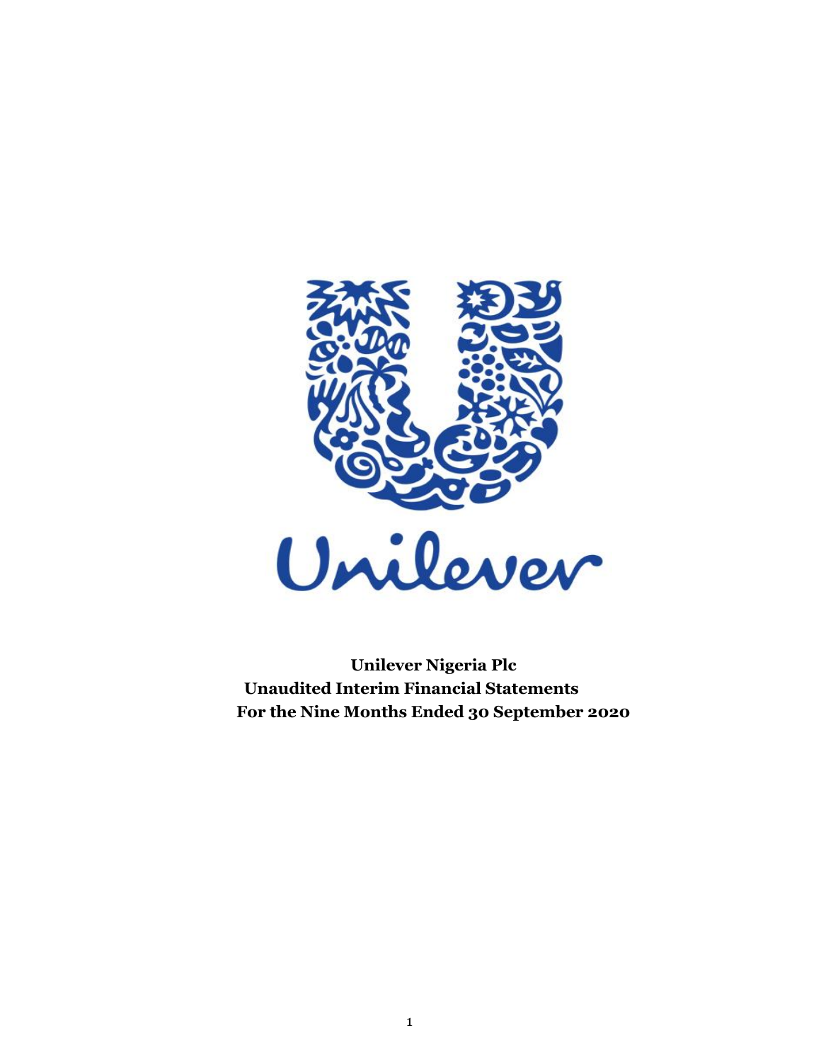Unilever

**Unilever Nigeria Plc**
**Unaudited Interim Financial Statements**
**For the Nine Months Ended 30 September 2020**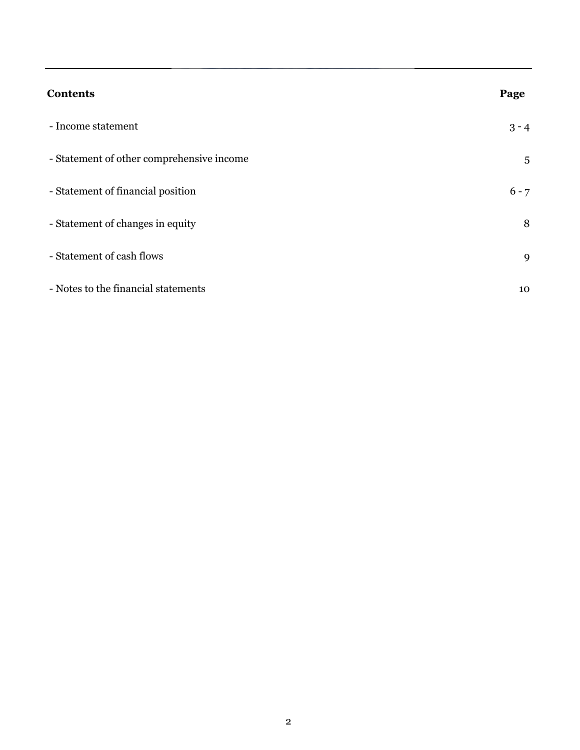| Contents | Page |
| --- | --- |
| - Income statement | 3 - 4 |
| - Statement of other comprehensive income | 5 |
| - Statement of financial position | 6 - 7 |
| - Statement of changes in equity | 8 |
| - Statement of cash flows | 9 |
| - Notes to the financial statements | 10 |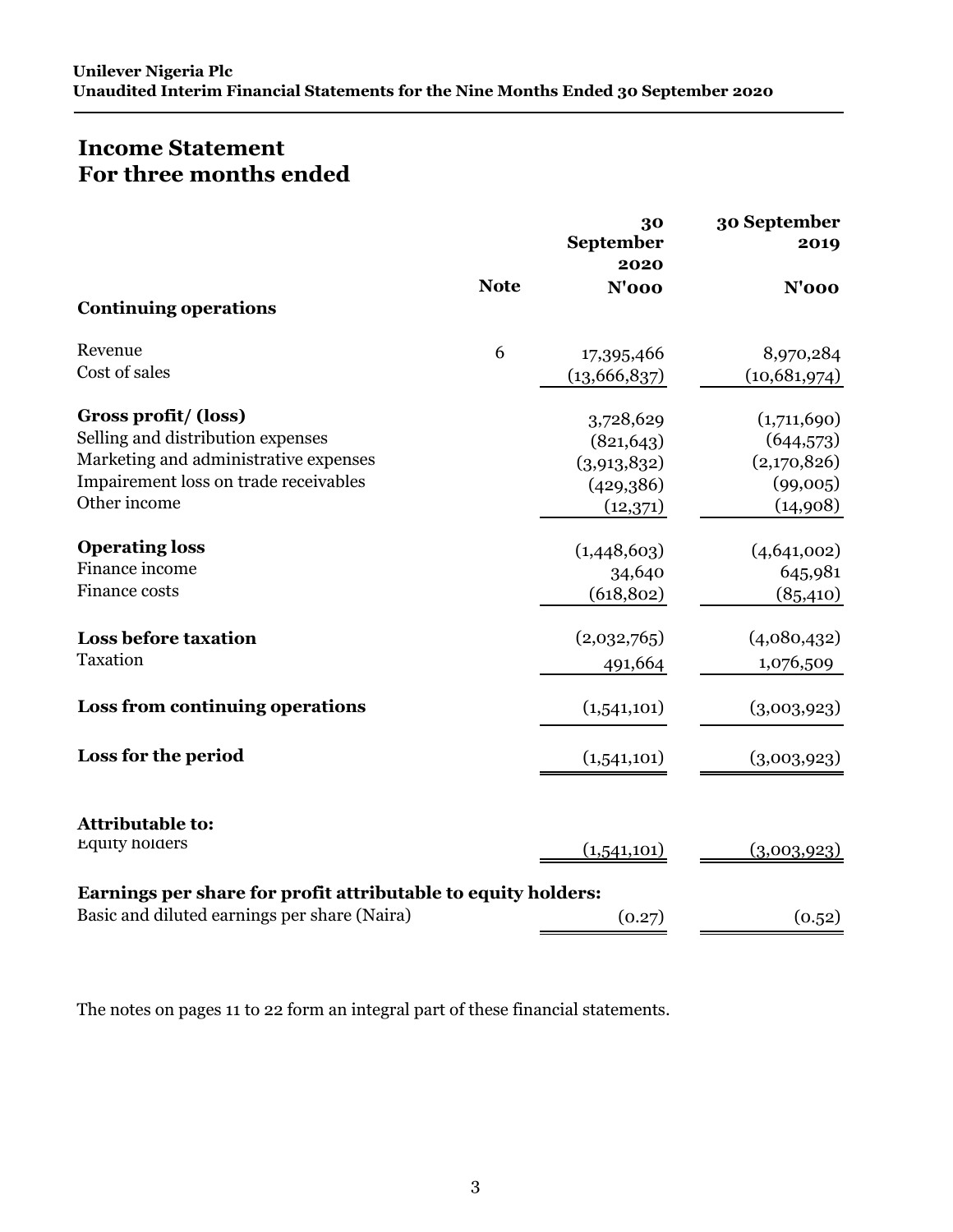**Unilever Nigeria Plc**
**Unaudited Interim Financial Statements for the Nine Months Ended 30 September 2020**

# Income Statement
# For three months ended

| | Note | 30 September 2020 | 30 September 2019 |
|---|---|---|---|
| | | N'000 | N'000 |
| **Continuing operations** | | | |
| Revenue | 6 | 17,395,466 | 8,970,284 |
| Cost of sales | | (13,666,837) | (10,681,974) |
| **Gross profit/ (loss)** | | 3,728,629 | (1,711,690) |
| Selling and distribution expenses | | (821,643) | (644,573) |
| Marketing and administrative expenses | | (3,913,832) | (2,170,826) |
| Impairement loss on trade receivables | | (429,386) | (99,005) |
| Other income | | (12,371) | (14,908) |
| **Operating loss** | | (1,448,603) | (4,641,002) |
| Finance income | | 34,640 | 645,981 |
| Finance costs | | (618,802) | (85,410) |
| **Loss before taxation** | | (2,032,765) | (4,080,432) |
| Taxation | | 491,664 | 1,076,509 |
| **Loss from continuing operations** | | (1,541,101) | (3,003,923) |
| **Loss for the period** | | (1,541,101) | (3,003,923) |
| **Attributable to:** | | | |
| Equity holders | | (1,541,101) | (3,003,923) |
| **Earnings per share for profit attributable to equity holders:** | | | |
| Basic and diluted earnings per share (Naira) | | (0.27) | (0.52) |

The notes on pages 11 to 22 form an integral part of these financial statements.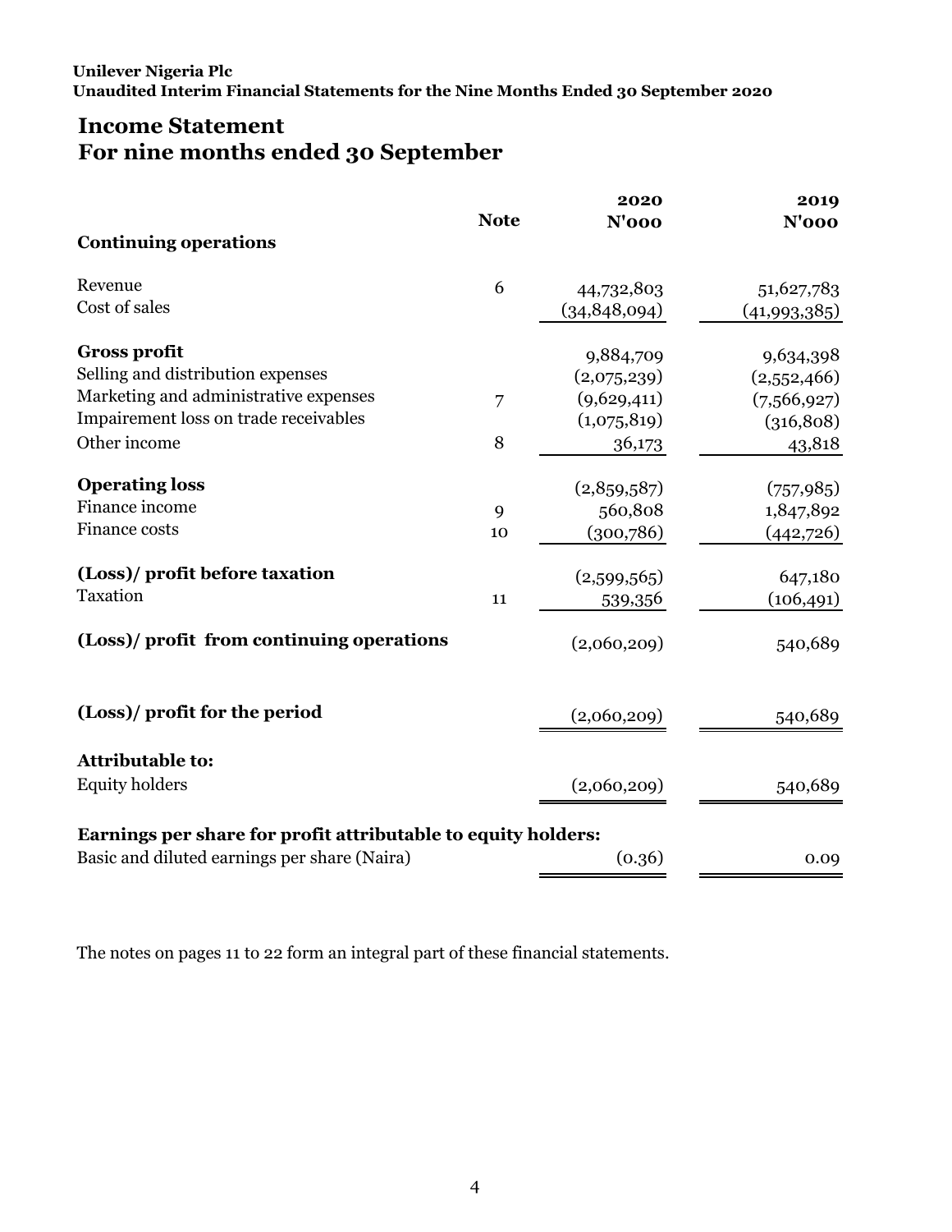**Unilever Nigeria Plc**
**Unaudited Interim Financial Statements for the Nine Months Ended 30 September 2020**

# Income Statement
# For nine months ended 30 September

| | Note | 2020<br>N'000 | 2019<br>N'000 |
|---|---|---|---|
| **Continuing operations** | | | |
| Revenue | 6 | 44,732,803 | 51,627,783 |
| Cost of sales | | (34,848,094) | (41,993,385) |
| **Gross profit** | | 9,884,709 | 9,634,398 |
| Selling and distribution expenses | | (2,075,239) | (2,552,466) |
| Marketing and administrative expenses | 7 | (9,629,411) | (7,566,927) |
| Impairement loss on trade receivables | | (1,075,819) | (316,808) |
| Other income | 8 | 36,173 | 43,818 |
| **Operating loss** | | (2,859,587) | (757,985) |
| Finance income | 9 | 560,808 | 1,847,892 |
| Finance costs | 10 | (300,786) | (442,726) |
| **(Loss)/ profit before taxation** | | (2,599,565) | 647,180 |
| Taxation | 11 | 539,356 | (106,491) |
| **(Loss)/ profit from continuing operations** | | (2,060,209) | 540,689 |
| **(Loss)/ profit for the period** | | (2,060,209) | 540,689 |
| **Attributable to:** | | | |
| Equity holders | | (2,060,209) | 540,689 |
| **Earnings per share for profit attributable to equity holders:** | | | |
| Basic and diluted earnings per share (Naira) | | (0.36) | 0.09 |

The notes on pages 11 to 22 form an integral part of these financial statements.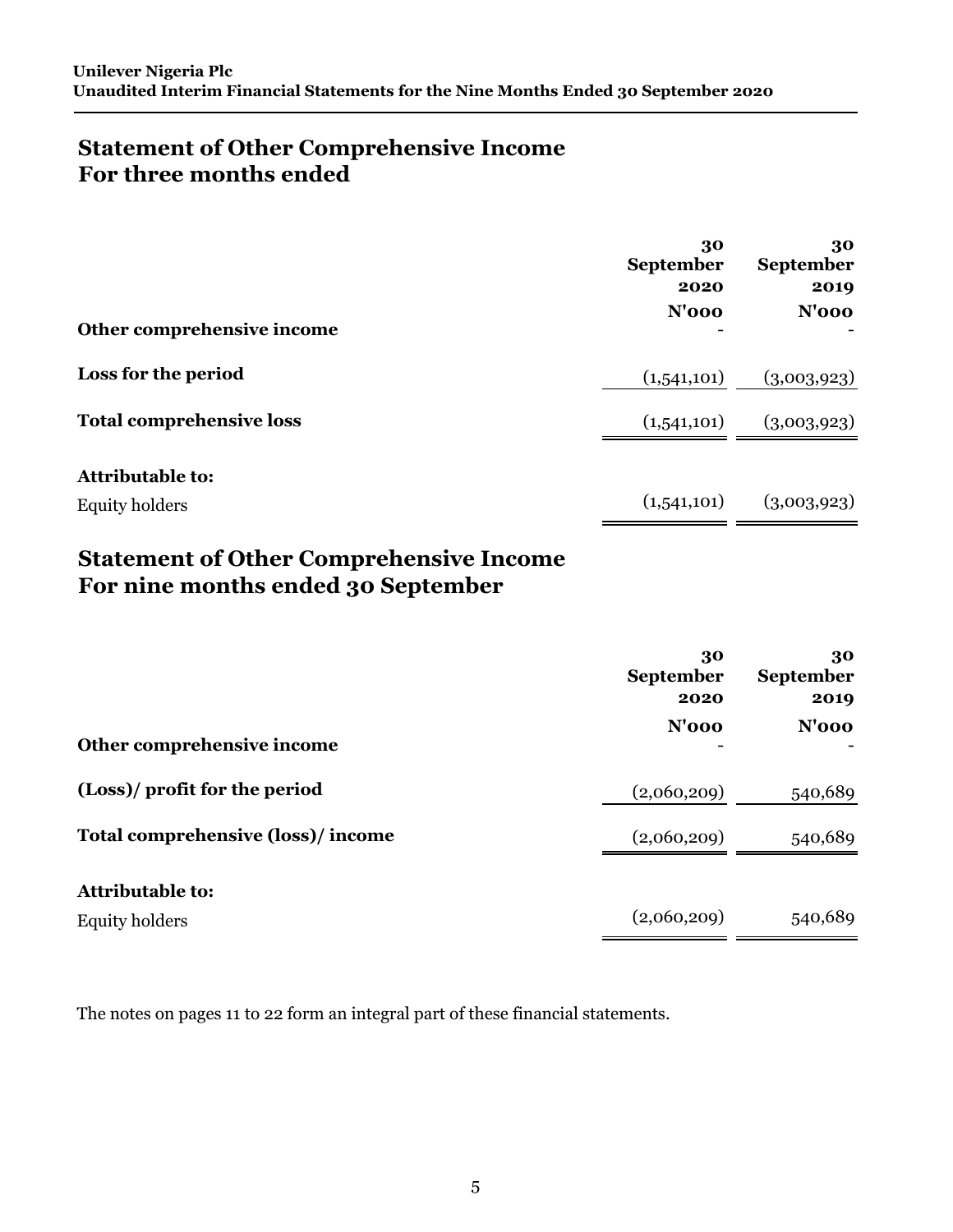## Statement of Other Comprehensive Income
## For three months ended

| | 30 September 2020 | 30 September 2019 |
|---|---|---|
| | N'000 | N'000 |
| **Other comprehensive income** | - | - |
| **Loss for the period** | (1,541,101) | (3,003,923) |
| **Total comprehensive loss** | (1,541,101) | (3,003,923) |
| **Attributable to:** | | |
| Equity holders | (1,541,101) | (3,003,923) |

## Statement of Other Comprehensive Income
## For nine months ended 30 September

| | 30 September 2020 | 30 September 2019 |
|---|---|---|
| | N'000 | N'000 |
| **Other comprehensive income** | - | - |
| **(Loss)/ profit for the period** | (2,060,209) | 540,689 |
| **Total comprehensive (loss)/ income** | (2,060,209) | 540,689 |
| **Attributable to:** | | |
| Equity holders | (2,060,209) | 540,689 |

The notes on pages 11 to 22 form an integral part of these financial statements.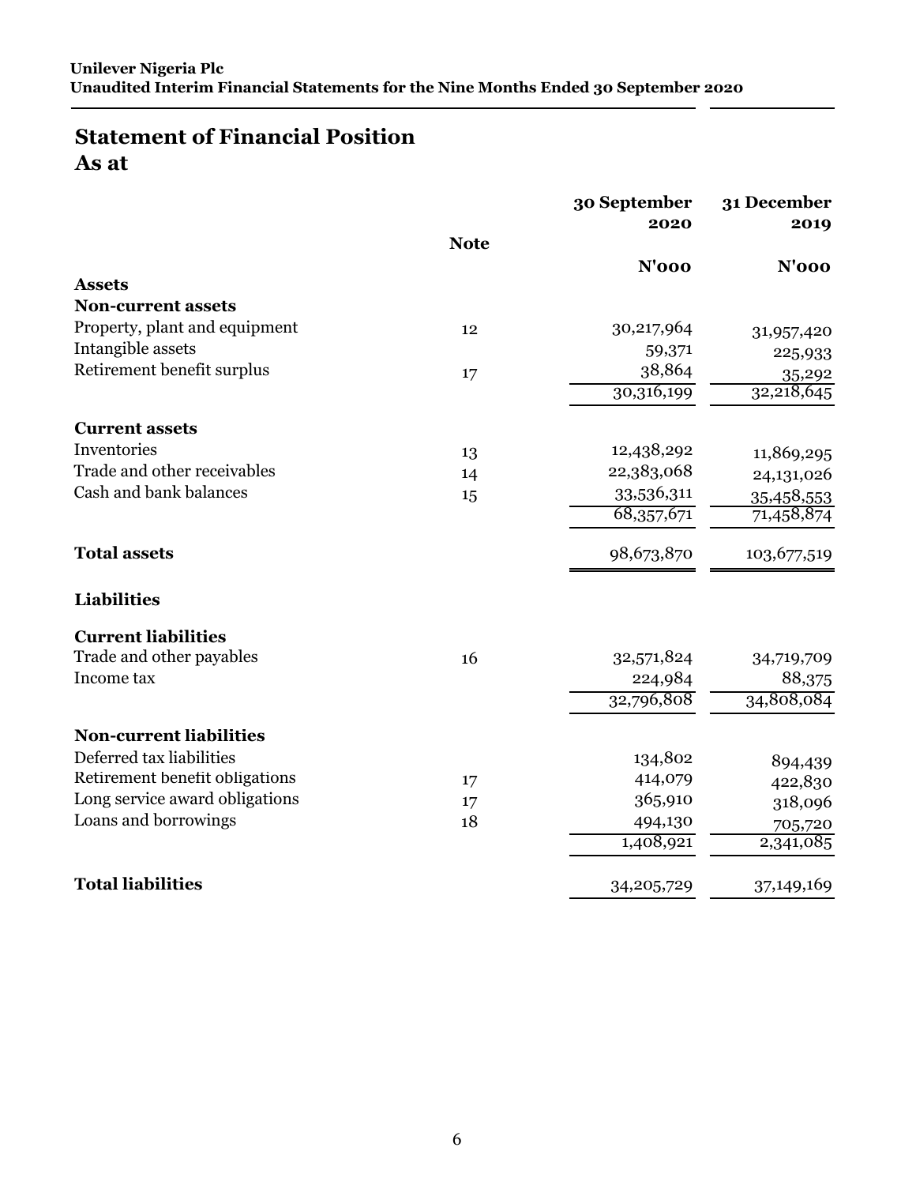**Unilever Nigeria Plc**
**Unaudited Interim Financial Statements for the Nine Months Ended 30 September 2020**

## Statement of Financial Position
### As at

| | Note | 30 September 2020 | 31 December 2019 |
|---|---|---|---|
| | | **N'000** | **N'000** |
| **Assets** | | | |
| **Non-current assets** | | | |
| Property, plant and equipment | 12 | 30,217,964 | 31,957,420 |
| Intangible assets | | 59,371 | 225,933 |
| Retirement benefit surplus | 17 | 38,864 | 35,292 |
| | | 30,316,199 | 32,218,645 |
| **Current assets** | | | |
| Inventories | 13 | 12,438,292 | 11,869,295 |
| Trade and other receivables | 14 | 22,383,068 | 24,131,026 |
| Cash and bank balances | 15 | 33,536,311 | 35,458,553 |
| | | 68,357,671 | 71,458,874 |
| **Total assets** | | 98,673,870 | 103,677,519 |
| **Liabilities** | | | |
| **Current liabilities** | | | |
| Trade and other payables | 16 | 32,571,824 | 34,719,709 |
| Income tax | | 224,984 | 88,375 |
| | | 32,796,808 | 34,808,084 |
| **Non-current liabilities** | | | |
| Deferred tax liabilities | | 134,802 | 894,439 |
| Retirement benefit obligations | 17 | 414,079 | 422,830 |
| Long service award obligations | 17 | 365,910 | 318,096 |
| Loans and borrowings | 18 | 494,130 | 705,720 |
| | | 1,408,921 | 2,341,085 |
| **Total liabilities** | | 34,205,729 | 37,149,169 |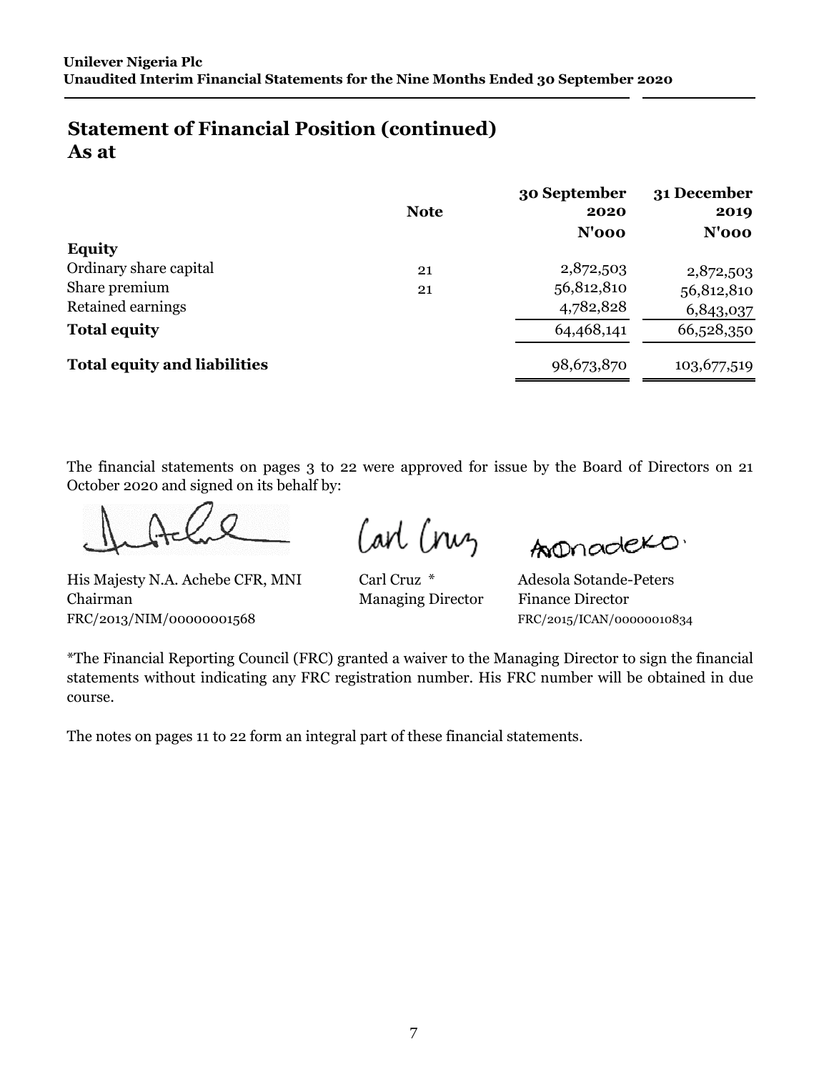## Statement of Financial Position (continued)
## As at

| | Note | 30 September 2020 N'000 | 31 December 2019 N'000 |
|---|---|---|---|
| **Equity** | | | |
| Ordinary share capital | 21 | 2,872,503 | 2,872,503 |
| Share premium | 21 | 56,812,810 | 56,812,810 |
| Retained earnings | | 4,782,828 | 6,843,037 |
| **Total equity** | | 64,468,141 | 66,528,350 |
| **Total equity and liabilities** | | 98,673,870 | 103,677,519 |

The financial statements on pages 3 to 22 were approved for issue by the Board of Directors on 21 October 2020 and signed on its behalf by:

| | | |
|---|---|---|
| His Majesty N.A. Achebe CFR, MNI | Carl Cruz * | Adesola Sotande-Peters |
| Chairman | Managing Director | Finance Director |
| FRC/2013/NIM/00000001568 | | FRC/2015/ICAN/00000010834 |

*The Financial Reporting Council (FRC) granted a waiver to the Managing Director to sign the financial statements without indicating any FRC registration number. His FRC number will be obtained in due course.

The notes on pages 11 to 22 form an integral part of these financial statements.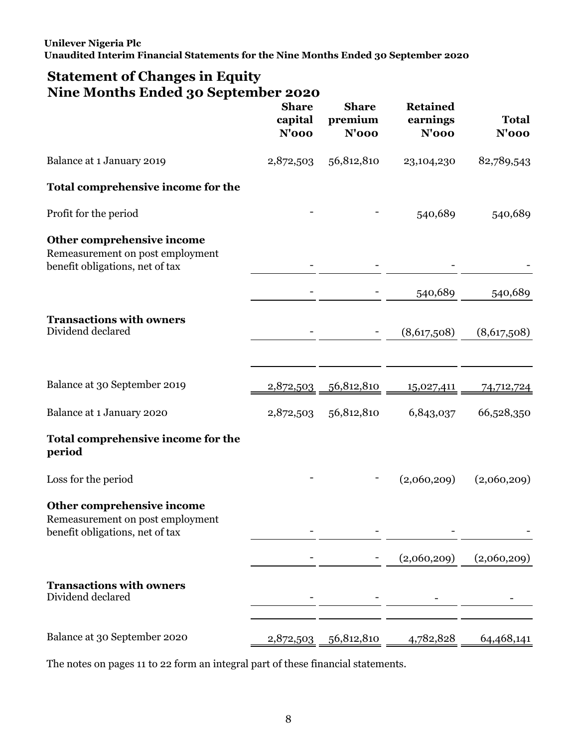**Unilever Nigeria Plc**
**Unaudited Interim Financial Statements for the Nine Months Ended 30 September 2020**

## Statement of Changes in Equity
## Nine Months Ended 30 September 2020

| | Share capital N'000 | Share premium N'000 | Retained earnings N'000 | Total N'000 |
|---|---|---|---|---|
| Balance at 1 January 2019 | 2,872,503 | 56,812,810 | 23,104,230 | 82,789,543 |
| **Total comprehensive income for the** | | | | |
| Profit for the period | - | - | 540,689 | 540,689 |
| **Other comprehensive income** | | | | |
| Remeasurement on post employment benefit obligations, net of tax | - | - | - | - |
| | - | - | 540,689 | 540,689 |
| **Transactions with owners** | | | | |
| Dividend declared | - | - | (8,617,508) | (8,617,508) |
| Balance at 30 September 2019 | 2,872,503 | 56,812,810 | 15,027,411 | 74,712,724 |
| Balance at 1 January 2020 | 2,872,503 | 56,812,810 | 6,843,037 | 66,528,350 |
| **Total comprehensive income for the period** | | | | |
| Loss for the period | - | - | (2,060,209) | (2,060,209) |
| **Other comprehensive income** | | | | |
| Remeasurement on post employment benefit obligations, net of tax | - | - | - | - |
| | - | - | (2,060,209) | (2,060,209) |
| **Transactions with owners** | | | | |
| Dividend declared | - | - | - | - |
| Balance at 30 September 2020 | 2,872,503 | 56,812,810 | 4,782,828 | 64,468,141 |

The notes on pages 11 to 22 form an integral part of these financial statements.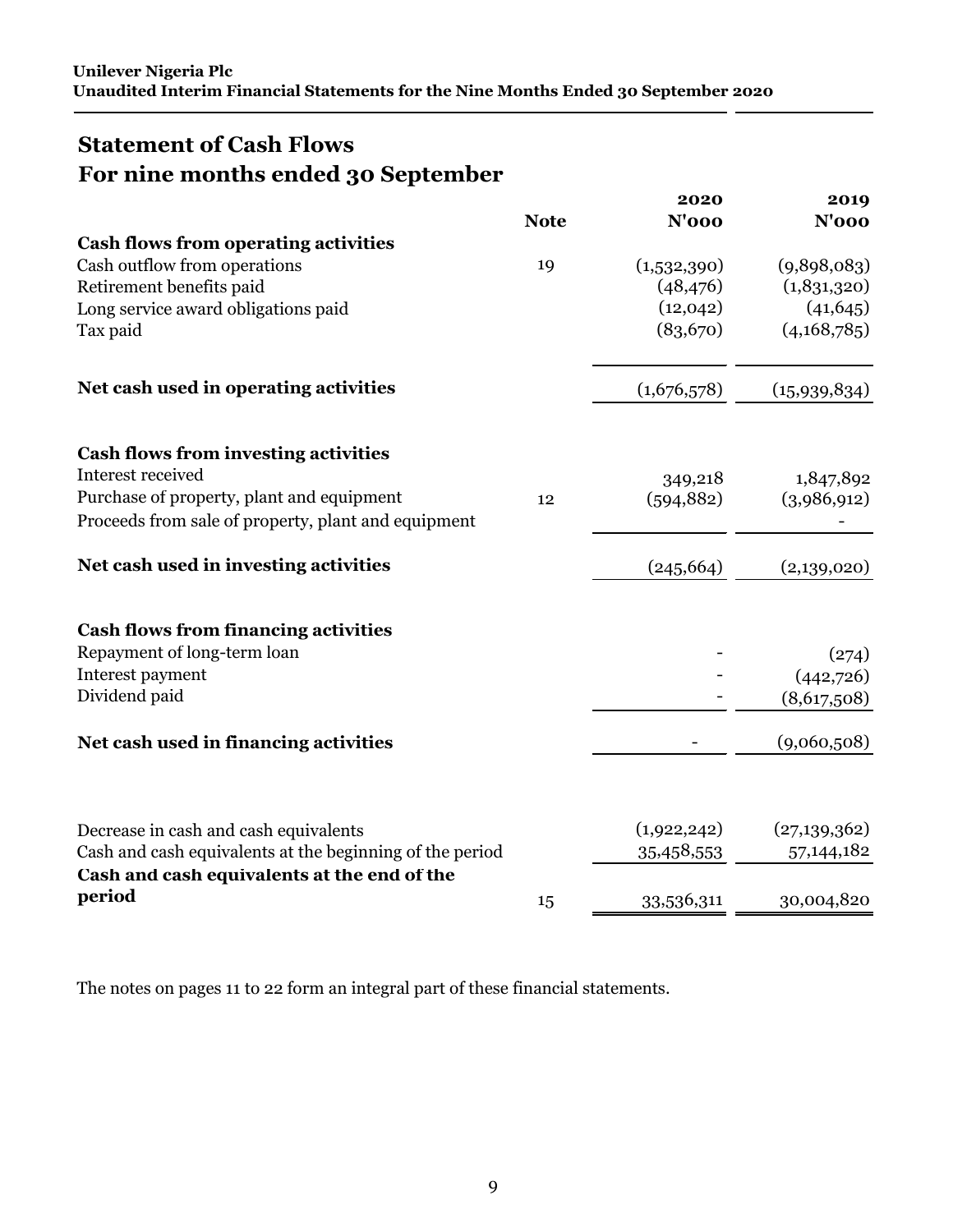## Statement of Cash Flows
## For nine months ended 30 September

| | Note | 2020<br>N'000 | 2019<br>N'000 |
|---|---|---|---|
| **Cash flows from operating activities** | | | |
| Cash outflow from operations | 19 | (1,532,390) | (9,898,083) |
| Retirement benefits paid | | (48,476) | (1,831,320) |
| Long service award obligations paid | | (12,042) | (41,645) |
| Tax paid | | (83,670) | (4,168,785) |
| **Net cash used in operating activities** | | (1,676,578) | (15,939,834) |
| **Cash flows from investing activities** | | | |
| Interest received | | 349,218 | 1,847,892 |
| Purchase of property, plant and equipment | 12 | (594,882) | (3,986,912) |
| Proceeds from sale of property, plant and equipment | | | - |
| **Net cash used in investing activities** | | (245,664) | (2,139,020) |
| **Cash flows from financing activities** | | | |
| Repayment of long-term loan | | - | (274) |
| Interest payment | | - | (442,726) |
| Dividend paid | | - | (8,617,508) |
| **Net cash used in financing activities** | | - | (9,060,508) |
| Decrease in cash and cash equivalents | | (1,922,242) | (27,139,362) |
| Cash and cash equivalents at the beginning of the period | | 35,458,553 | 57,144,182 |
| **Cash and cash equivalents at the end of the period** | 15 | 33,536,311 | 30,004,820 |

The notes on pages 11 to 22 form an integral part of these financial statements.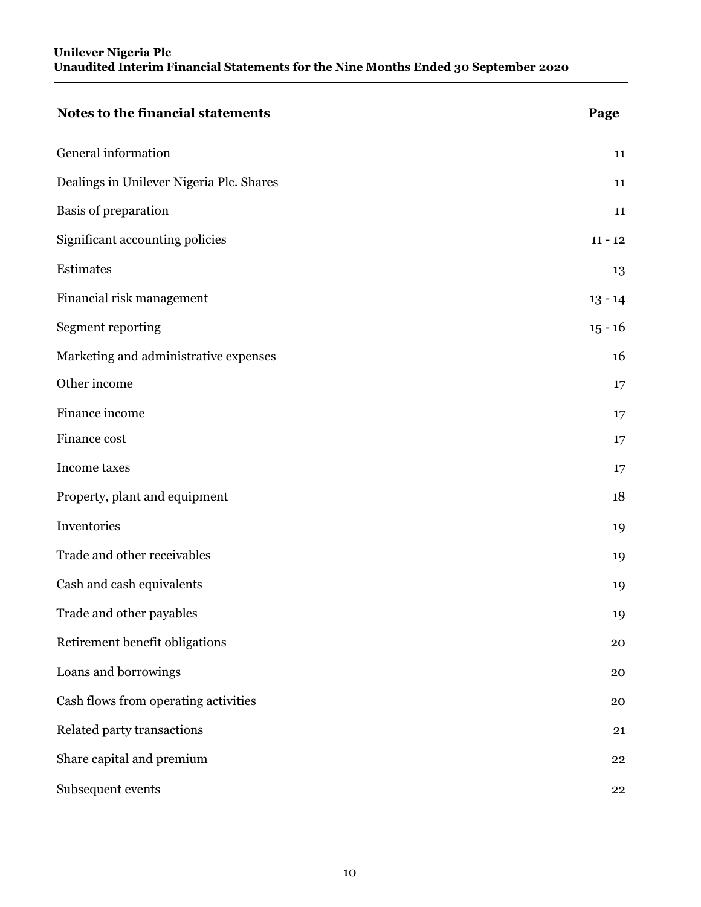| Notes to the financial statements | Page |
| --- | --- |
| General information | 11 |
| Dealings in Unilever Nigeria Plc. Shares | 11 |
| Basis of preparation | 11 |
| Significant accounting policies | 11 - 12 |
| Estimates | 13 |
| Financial risk management | 13 - 14 |
| Segment reporting | 15 - 16 |
| Marketing and administrative expenses | 16 |
| Other income | 17 |
| Finance income | 17 |
| Finance cost | 17 |
| Income taxes | 17 |
| Property, plant and equipment | 18 |
| Inventories | 19 |
| Trade and other receivables | 19 |
| Cash and cash equivalents | 19 |
| Trade and other payables | 19 |
| Retirement benefit obligations | 20 |
| Loans and borrowings | 20 |
| Cash flows from operating activities | 20 |
| Related party transactions | 21 |
| Share capital and premium | 22 |
| Subsequent events | 22 |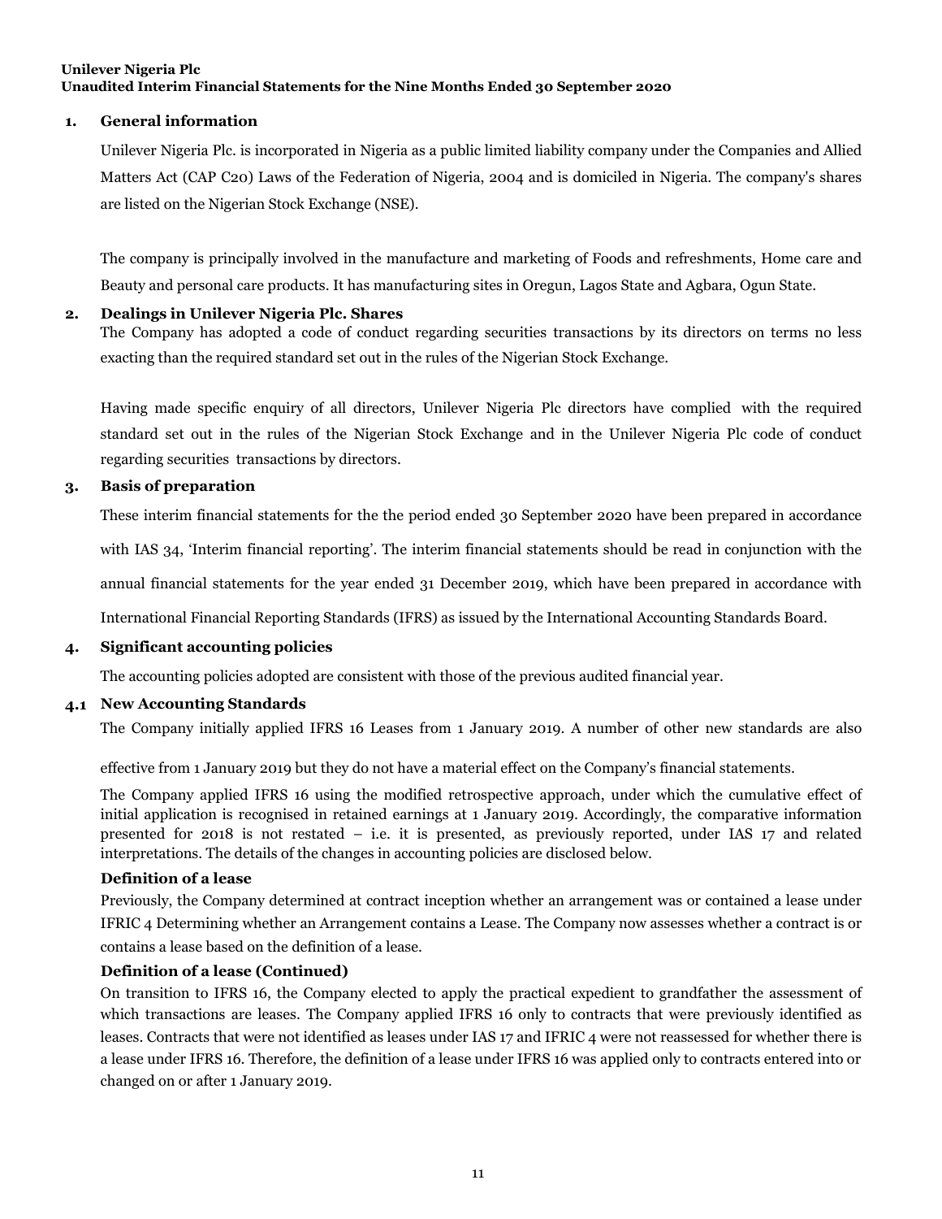## 1. General information

Unilever Nigeria Plc. is incorporated in Nigeria as a public limited liability company under the Companies and Allied Matters Act (CAP C20) Laws of the Federation of Nigeria, 2004 and is domiciled in Nigeria. The company's shares are listed on the Nigerian Stock Exchange (NSE).

The company is principally involved in the manufacture and marketing of Foods and refreshments, Home care and Beauty and personal care products. It has manufacturing sites in Oregun, Lagos State and Agbara, Ogun State.

## 2. Dealings in Unilever Nigeria Plc. Shares

The Company has adopted a code of conduct regarding securities transactions by its directors on terms no less exacting than the required standard set out in the rules of the Nigerian Stock Exchange.

Having made specific enquiry of all directors, Unilever Nigeria Plc directors have complied with the required standard set out in the rules of the Nigerian Stock Exchange and in the Unilever Nigeria Plc code of conduct regarding securities transactions by directors.

## 3. Basis of preparation

These interim financial statements for the the period ended 30 September 2020 have been prepared in accordance with IAS 34, 'Interim financial reporting'. The interim financial statements should be read in conjunction with the annual financial statements for the year ended 31 December 2019, which have been prepared in accordance with International Financial Reporting Standards (IFRS) as issued by the International Accounting Standards Board.

## 4. Significant accounting policies

The accounting policies adopted are consistent with those of the previous audited financial year.

### 4.1 New Accounting Standards

The Company initially applied IFRS 16 Leases from 1 January 2019. A number of other new standards are also effective from 1 January 2019 but they do not have a material effect on the Company's financial statements.

The Company applied IFRS 16 using the modified retrospective approach, under which the cumulative effect of initial application is recognised in retained earnings at 1 January 2019. Accordingly, the comparative information presented for 2018 is not restated – i.e. it is presented, as previously reported, under IAS 17 and related interpretations. The details of the changes in accounting policies are disclosed below.

**Definition of a lease**

Previously, the Company determined at contract inception whether an arrangement was or contained a lease under IFRIC 4 Determining whether an Arrangement contains a Lease. The Company now assesses whether a contract is or contains a lease based on the definition of a lease.

**Definition of a lease (Continued)**

On transition to IFRS 16, the Company elected to apply the practical expedient to grandfather the assessment of which transactions are leases. The Company applied IFRS 16 only to contracts that were previously identified as leases. Contracts that were not identified as leases under IAS 17 and IFRIC 4 were not reassessed for whether there is a lease under IFRS 16. Therefore, the definition of a lease under IFRS 16 was applied only to contracts entered into or changed on or after 1 January 2019.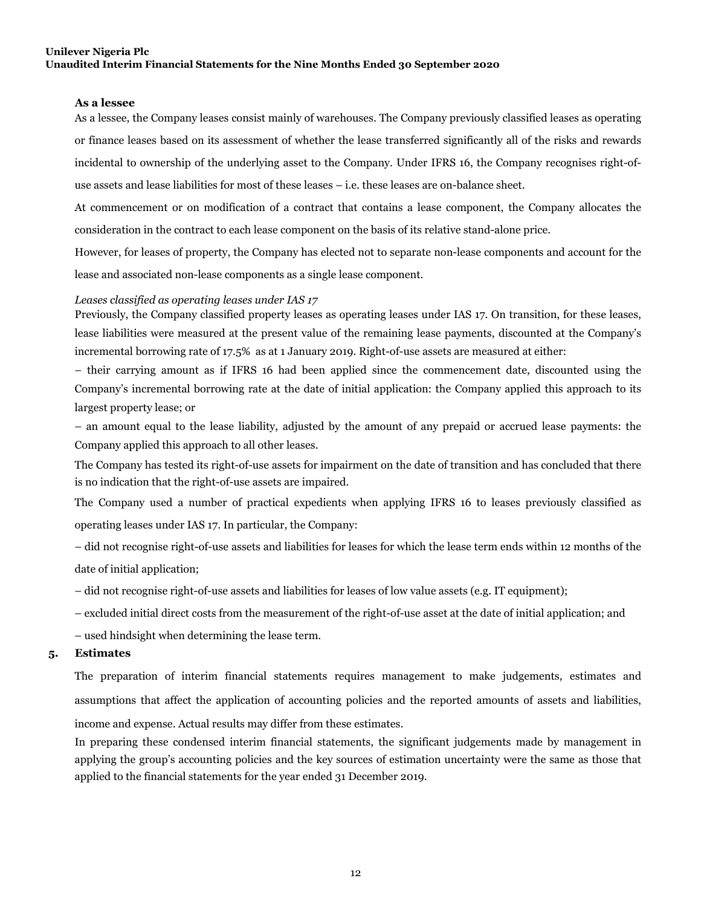**As a lessee**

As a lessee, the Company leases consist mainly of warehouses. The Company previously classified leases as operating or finance leases based on its assessment of whether the lease transferred significantly all of the risks and rewards incidental to ownership of the underlying asset to the Company. Under IFRS 16, the Company recognises right-of-use assets and lease liabilities for most of these leases – i.e. these leases are on-balance sheet.

At commencement or on modification of a contract that contains a lease component, the Company allocates the consideration in the contract to each lease component on the basis of its relative stand-alone price.

However, for leases of property, the Company has elected not to separate non-lease components and account for the lease and associated non-lease components as a single lease component.

*Leases classified as operating leases under IAS 17*

Previously, the Company classified property leases as operating leases under IAS 17. On transition, for these leases, lease liabilities were measured at the present value of the remaining lease payments, discounted at the Company's incremental borrowing rate of 17.5% as at 1 January 2019. Right-of-use assets are measured at either:

– their carrying amount as if IFRS 16 had been applied since the commencement date, discounted using the Company's incremental borrowing rate at the date of initial application: the Company applied this approach to its largest property lease; or

– an amount equal to the lease liability, adjusted by the amount of any prepaid or accrued lease payments: the Company applied this approach to all other leases.

The Company has tested its right-of-use assets for impairment on the date of transition and has concluded that there is no indication that the right-of-use assets are impaired.

The Company used a number of practical expedients when applying IFRS 16 to leases previously classified as operating leases under IAS 17. In particular, the Company:

– did not recognise right-of-use assets and liabilities for leases for which the lease term ends within 12 months of the date of initial application;

– did not recognise right-of-use assets and liabilities for leases of low value assets (e.g. IT equipment);

– excluded initial direct costs from the measurement of the right-of-use asset at the date of initial application; and

– used hindsight when determining the lease term.

## 5. Estimates

The preparation of interim financial statements requires management to make judgements, estimates and assumptions that affect the application of accounting policies and the reported amounts of assets and liabilities, income and expense. Actual results may differ from these estimates.

In preparing these condensed interim financial statements, the significant judgements made by management in applying the group's accounting policies and the key sources of estimation uncertainty were the same as those that applied to the financial statements for the year ended 31 December 2019.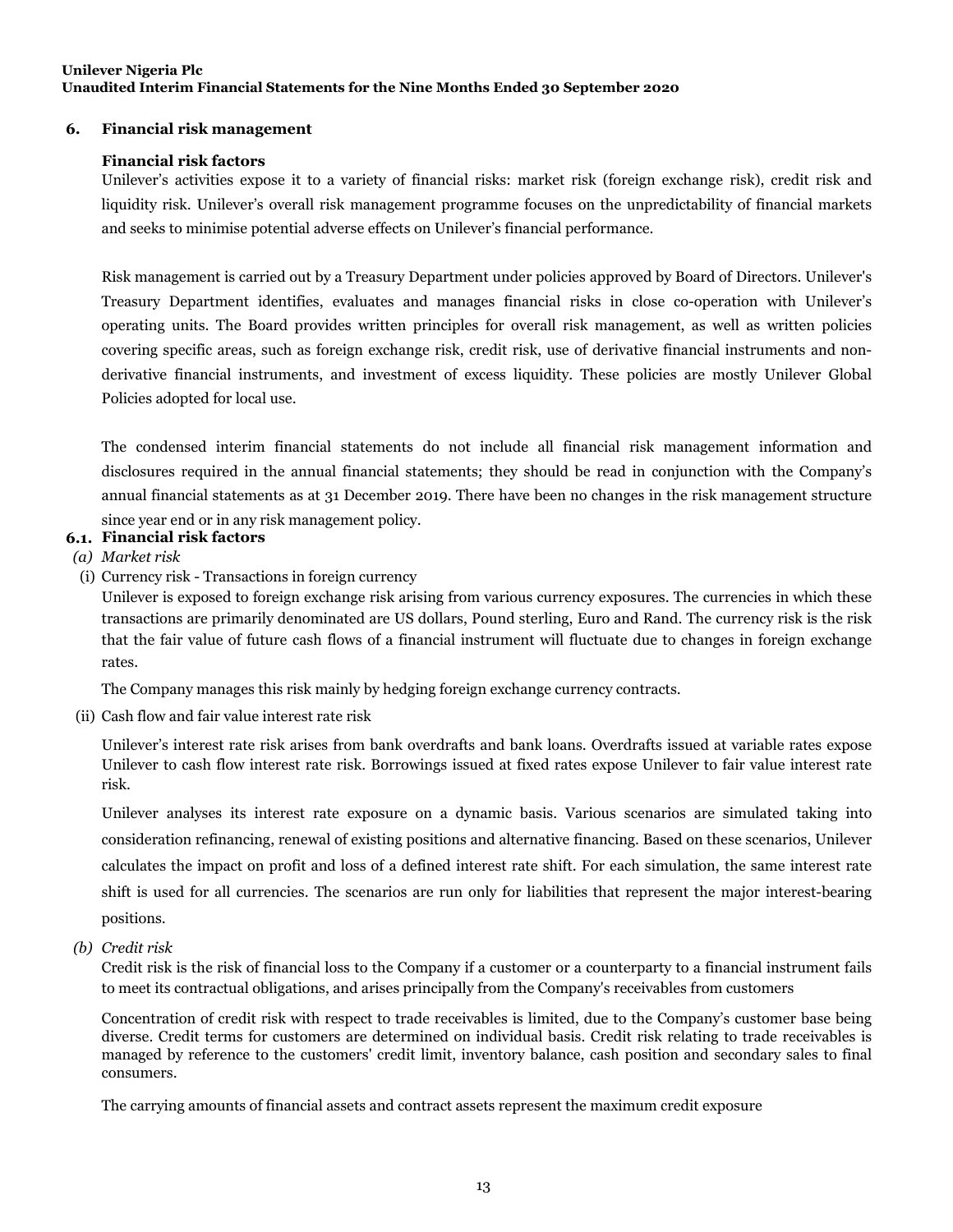## 6. Financial risk management

### Financial risk factors

Unilever's activities expose it to a variety of financial risks: market risk (foreign exchange risk), credit risk and liquidity risk. Unilever's overall risk management programme focuses on the unpredictability of financial markets and seeks to minimise potential adverse effects on Unilever's financial performance.

Risk management is carried out by a Treasury Department under policies approved by Board of Directors. Unilever's Treasury Department identifies, evaluates and manages financial risks in close co-operation with Unilever's operating units. The Board provides written principles for overall risk management, as well as written policies covering specific areas, such as foreign exchange risk, credit risk, use of derivative financial instruments and non-derivative financial instruments, and investment of excess liquidity. These policies are mostly Unilever Global Policies adopted for local use.

The condensed interim financial statements do not include all financial risk management information and disclosures required in the annual financial statements; they should be read in conjunction with the Company's annual financial statements as at 31 December 2019. There have been no changes in the risk management structure since year end or in any risk management policy.

### 6.1. Financial risk factors

*(a) Market risk*

(i) Currency risk - Transactions in foreign currency

Unilever is exposed to foreign exchange risk arising from various currency exposures. The currencies in which these transactions are primarily denominated are US dollars, Pound sterling, Euro and Rand. The currency risk is the risk that the fair value of future cash flows of a financial instrument will fluctuate due to changes in foreign exchange rates.

The Company manages this risk mainly by hedging foreign exchange currency contracts.

(ii) Cash flow and fair value interest rate risk

Unilever's interest rate risk arises from bank overdrafts and bank loans. Overdrafts issued at variable rates expose Unilever to cash flow interest rate risk. Borrowings issued at fixed rates expose Unilever to fair value interest rate risk.

Unilever analyses its interest rate exposure on a dynamic basis. Various scenarios are simulated taking into consideration refinancing, renewal of existing positions and alternative financing. Based on these scenarios, Unilever calculates the impact on profit and loss of a defined interest rate shift. For each simulation, the same interest rate shift is used for all currencies. The scenarios are run only for liabilities that represent the major interest-bearing positions.

*(b) Credit risk*

Credit risk is the risk of financial loss to the Company if a customer or a counterparty to a financial instrument fails to meet its contractual obligations, and arises principally from the Company's receivables from customers

Concentration of credit risk with respect to trade receivables is limited, due to the Company's customer base being diverse. Credit terms for customers are determined on individual basis. Credit risk relating to trade receivables is managed by reference to the customers' credit limit, inventory balance, cash position and secondary sales to final consumers.

The carrying amounts of financial assets and contract assets represent the maximum credit exposure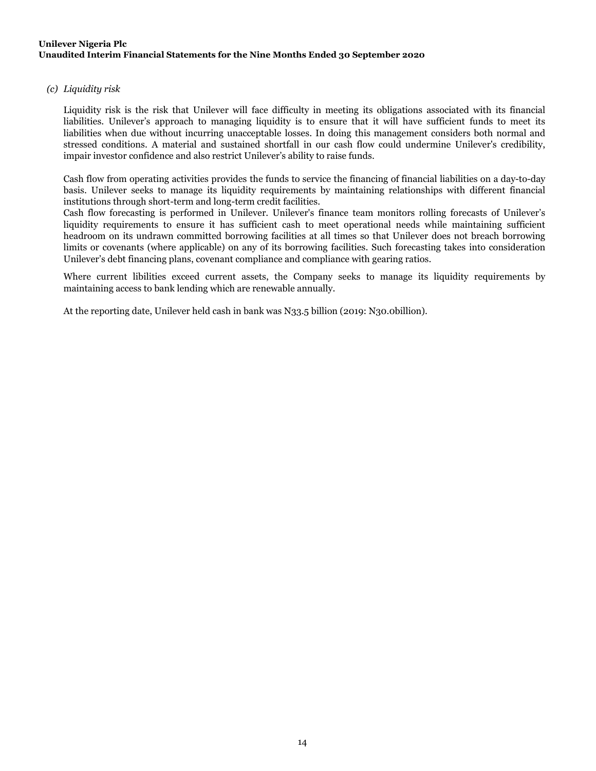*(c) Liquidity risk*

Liquidity risk is the risk that Unilever will face difficulty in meeting its obligations associated with its financial liabilities. Unilever's approach to managing liquidity is to ensure that it will have sufficient funds to meet its liabilities when due without incurring unacceptable losses. In doing this management considers both normal and stressed conditions. A material and sustained shortfall in our cash flow could undermine Unilever's credibility, impair investor confidence and also restrict Unilever's ability to raise funds.

Cash flow from operating activities provides the funds to service the financing of financial liabilities on a day-to-day basis. Unilever seeks to manage its liquidity requirements by maintaining relationships with different financial institutions through short-term and long-term credit facilities.
Cash flow forecasting is performed in Unilever. Unilever's finance team monitors rolling forecasts of Unilever's liquidity requirements to ensure it has sufficient cash to meet operational needs while maintaining sufficient headroom on its undrawn committed borrowing facilities at all times so that Unilever does not breach borrowing limits or covenants (where applicable) on any of its borrowing facilities. Such forecasting takes into consideration Unilever's debt financing plans, covenant compliance and compliance with gearing ratios.

Where current libilities exceed current assets, the Company seeks to manage its liquidity requirements by maintaining access to bank lending which are renewable annually.

At the reporting date, Unilever held cash in bank was N33.5 billion (2019: N30.0billion).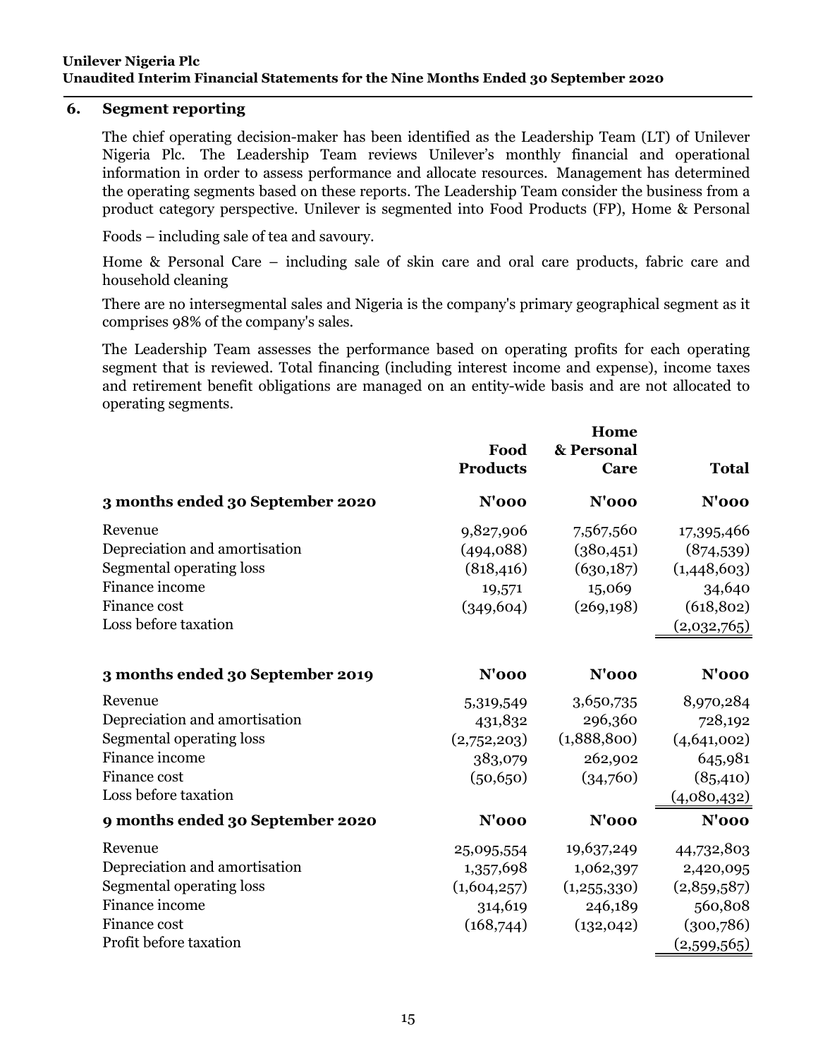## 6. Segment reporting

The chief operating decision-maker has been identified as the Leadership Team (LT) of Unilever Nigeria Plc. The Leadership Team reviews Unilever's monthly financial and operational information in order to assess performance and allocate resources. Management has determined the operating segments based on these reports. The Leadership Team consider the business from a product category perspective. Unilever is segmented into Food Products (FP), Home & Personal

Foods – including sale of tea and savoury.

Home & Personal Care – including sale of skin care and oral care products, fabric care and household cleaning

There are no intersegmental sales and Nigeria is the company's primary geographical segment as it comprises 98% of the company's sales.

The Leadership Team assesses the performance based on operating profits for each operating segment that is reviewed. Total financing (including interest income and expense), income taxes and retirement benefit obligations are managed on an entity-wide basis and are not allocated to operating segments.

| | Food Products | Home & Personal Care | Total |
|---|---|---|---|
| **3 months ended 30 September 2020** | **N'000** | **N'000** | **N'000** |
| Revenue | 9,827,906 | 7,567,560 | 17,395,466 |
| Depreciation and amortisation | (494,088) | (380,451) | (874,539) |
| Segmental operating loss | (818,416) | (630,187) | (1,448,603) |
| Finance income | 19,571 | 15,069 | 34,640 |
| Finance cost | (349,604) | (269,198) | (618,802) |
| Loss before taxation | | | (2,032,765) |
| **3 months ended 30 September 2019** | **N'000** | **N'000** | **N'000** |
| Revenue | 5,319,549 | 3,650,735 | 8,970,284 |
| Depreciation and amortisation | 431,832 | 296,360 | 728,192 |
| Segmental operating loss | (2,752,203) | (1,888,800) | (4,641,002) |
| Finance income | 383,079 | 262,902 | 645,981 |
| Finance cost | (50,650) | (34,760) | (85,410) |
| Loss before taxation | | | (4,080,432) |
| **9 months ended 30 September 2020** | **N'000** | **N'000** | **N'000** |
| Revenue | 25,095,554 | 19,637,249 | 44,732,803 |
| Depreciation and amortisation | 1,357,698 | 1,062,397 | 2,420,095 |
| Segmental operating loss | (1,604,257) | (1,255,330) | (2,859,587) |
| Finance income | 314,619 | 246,189 | 560,808 |
| Finance cost | (168,744) | (132,042) | (300,786) |
| Profit before taxation | | | (2,599,565) |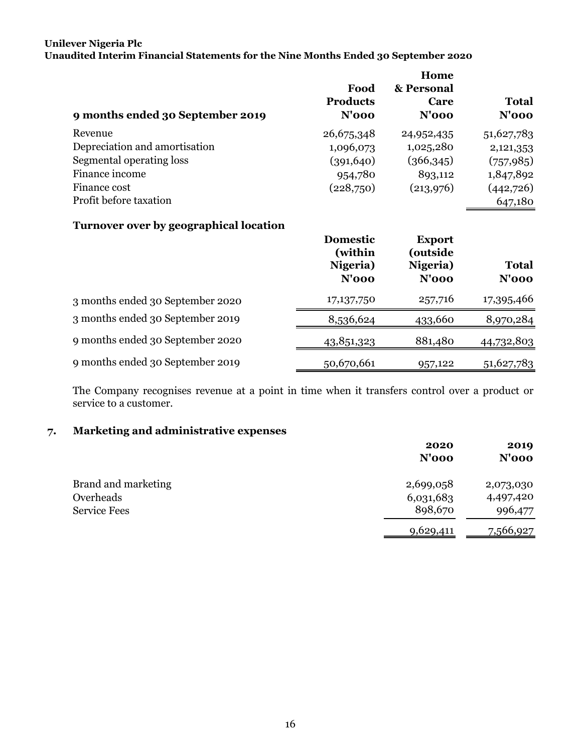**Unilever Nigeria Plc**
**Unaudited Interim Financial Statements for the Nine Months Ended 30 September 2020**

| 9 months ended 30 September 2019 | Food Products N'000 | Home & Personal Care N'000 | Total N'000 |
|---|---|---|---|
| Revenue | 26,675,348 | 24,952,435 | 51,627,783 |
| Depreciation and amortisation | 1,096,073 | 1,025,280 | 2,121,353 |
| Segmental operating loss | (391,640) | (366,345) | (757,985) |
| Finance income | 954,780 | 893,112 | 1,847,892 |
| Finance cost | (228,750) | (213,976) | (442,726) |
| Profit before taxation | | | 647,180 |

**Turnover over by geographical location**

| | Domestic (within Nigeria) N'000 | Export (outside Nigeria) N'000 | Total N'000 |
|---|---|---|---|
| 3 months ended 30 September 2020 | 17,137,750 | 257,716 | 17,395,466 |
| 3 months ended 30 September 2019 | 8,536,624 | 433,660 | 8,970,284 |
| 9 months ended 30 September 2020 | 43,851,323 | 881,480 | 44,732,803 |
| 9 months ended 30 September 2019 | 50,670,661 | 957,122 | 51,627,783 |

The Company recognises revenue at a point in time when it transfers control over a product or service to a customer.

## 7. Marketing and administrative expenses

| | 2020 N'000 | 2019 N'000 |
|---|---|---|
| Brand and marketing | 2,699,058 | 2,073,030 |
| Overheads | 6,031,683 | 4,497,420 |
| Service Fees | 898,670 | 996,477 |
| | 9,629,411 | 7,566,927 |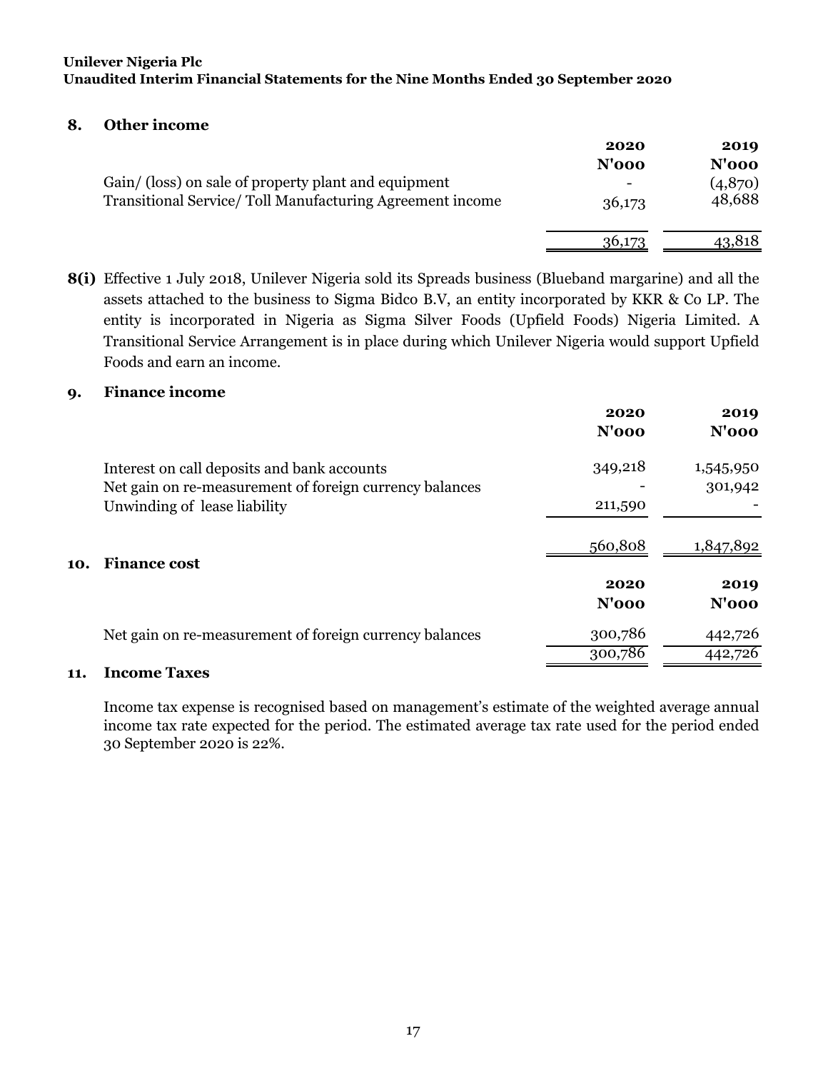## 8. Other income

| | 2020 N'000 | 2019 N'000 |
|---|---|---|
| Gain/ (loss) on sale of property plant and equipment | - | (4,870) |
| Transitional Service/ Toll Manufacturing Agreement income | 36,173 | 48,688 |
| | 36,173 | 43,818 |

**8(i)** Effective 1 July 2018, Unilever Nigeria sold its Spreads business (Blueband margarine) and all the assets attached to the business to Sigma Bidco B.V, an entity incorporated by KKR & Co LP. The entity is incorporated in Nigeria as Sigma Silver Foods (Upfield Foods) Nigeria Limited. A Transitional Service Arrangement is in place during which Unilever Nigeria would support Upfield Foods and earn an income.

## 9. Finance income

| | 2020 N'000 | 2019 N'000 |
|---|---|---|
| Interest on call deposits and bank accounts | 349,218 | 1,545,950 |
| Net gain on re-measurement of foreign currency balances | - | 301,942 |
| Unwinding of lease liability | 211,590 | - |
| | 560,808 | 1,847,892 |

## 10. Finance cost

| | 2020 N'000 | 2019 N'000 |
|---|---|---|
| Net gain on re-measurement of foreign currency balances | 300,786 | 442,726 |
| | 300,786 | 442,726 |

## 11. Income Taxes

Income tax expense is recognised based on management's estimate of the weighted average annual income tax rate expected for the period. The estimated average tax rate used for the period ended 30 September 2020 is 22%.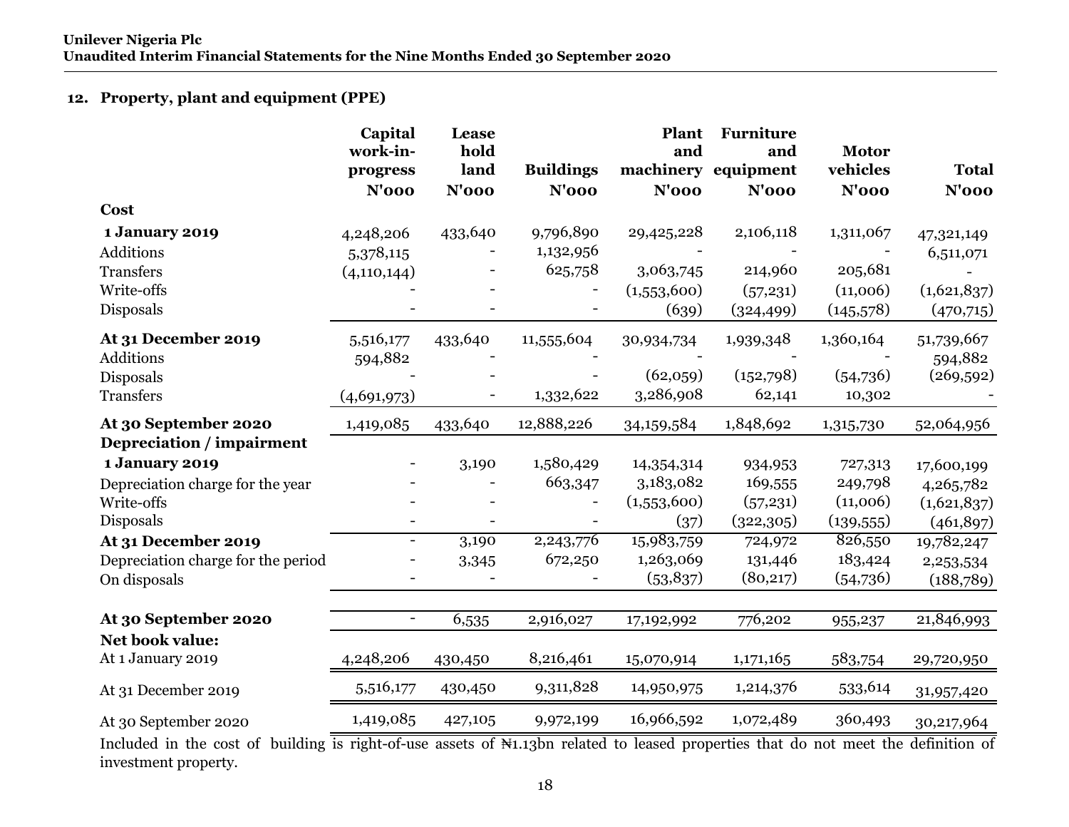## 12. Property, plant and equipment (PPE)

| | Capital work-in-progress N'000 | Lease hold land N'000 | Buildings N'000 | Plant and machinery N'000 | Furniture and equipment N'000 | Motor vehicles N'000 | Total N'000 |
|---|---|---|---|---|---|---|---|
| **Cost** | | | | | | | |
| **1 January 2019** | 4,248,206 | 433,640 | 9,796,890 | 29,425,228 | 2,106,118 | 1,311,067 | 47,321,149 |
| Additions | 5,378,115 | - | 1,132,956 | - | - | - | 6,511,071 |
| Transfers | (4,110,144) | - | 625,758 | 3,063,745 | 214,960 | 205,681 | - |
| Write-offs | - | - | - | (1,553,600) | (57,231) | (11,006) | (1,621,837) |
| Disposals | - | - | - | (639) | (324,499) | (145,578) | (470,715) |
| **At 31 December 2019** | 5,516,177 | 433,640 | 11,555,604 | 30,934,734 | 1,939,348 | 1,360,164 | 51,739,667 |
| Additions | 594,882 | - | - | - | - | - | 594,882 |
| Disposals | - | - | - | (62,059) | (152,798) | (54,736) | (269,592) |
| Transfers | (4,691,973) | - | 1,332,622 | 3,286,908 | 62,141 | 10,302 | - |
| **At 30 September 2020** | 1,419,085 | 433,640 | 12,888,226 | 34,159,584 | 1,848,692 | 1,315,730 | 52,064,956 |
| **Depreciation / impairment** | | | | | | | |
| **1 January 2019** | - | 3,190 | 1,580,429 | 14,354,314 | 934,953 | 727,313 | 17,600,199 |
| Depreciation charge for the year | - | - | 663,347 | 3,183,082 | 169,555 | 249,798 | 4,265,782 |
| Write-offs | - | - | - | (1,553,600) | (57,231) | (11,006) | (1,621,837) |
| Disposals | - | - | - | (37) | (322,305) | (139,555) | (461,897) |
| **At 31 December 2019** | - | 3,190 | 2,243,776 | 15,983,759 | 724,972 | 826,550 | 19,782,247 |
| Depreciation charge for the period | - | 3,345 | 672,250 | 1,263,069 | 131,446 | 183,424 | 2,253,534 |
| On disposals | - | - | - | (53,837) | (80,217) | (54,736) | (188,789) |
| **At 30 September 2020** | - | 6,535 | 2,916,027 | 17,192,992 | 776,202 | 955,237 | 21,846,993 |
| **Net book value:** | | | | | | | |
| At 1 January 2019 | 4,248,206 | 430,450 | 8,216,461 | 15,070,914 | 1,171,165 | 583,754 | 29,720,950 |
| At 31 December 2019 | 5,516,177 | 430,450 | 9,311,828 | 14,950,975 | 1,214,376 | 533,614 | 31,957,420 |
| At 30 September 2020 | 1,419,085 | 427,105 | 9,972,199 | 16,966,592 | 1,072,489 | 360,493 | 30,217,964 |

Included in the cost of building is right-of-use assets of ₦1.13bn related to leased properties that do not meet the definition of investment property.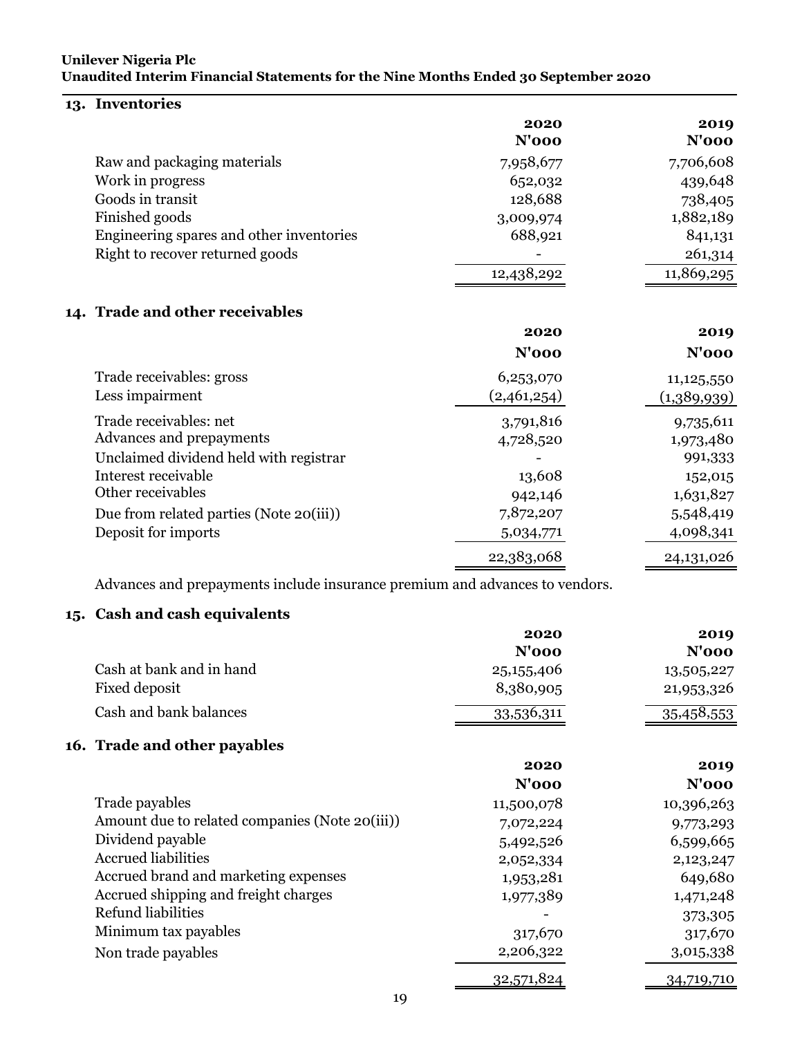## 13. Inventories

| | 2020 N'000 | 2019 N'000 |
|---|---|---|
| Raw and packaging materials | 7,958,677 | 7,706,608 |
| Work in progress | 652,032 | 439,648 |
| Goods in transit | 128,688 | 738,405 |
| Finished goods | 3,009,974 | 1,882,189 |
| Engineering spares and other inventories | 688,921 | 841,131 |
| Right to recover returned goods | - | 261,314 |
| | 12,438,292 | 11,869,295 |

## 14. Trade and other receivables

| | 2020 N'000 | 2019 N'000 |
|---|---|---|
| Trade receivables: gross | 6,253,070 | 11,125,550 |
| Less impairment | (2,461,254) | (1,389,939) |
| Trade receivables: net | 3,791,816 | 9,735,611 |
| Advances and prepayments | 4,728,520 | 1,973,480 |
| Unclaimed dividend held with registrar | - | 991,333 |
| Interest receivable | 13,608 | 152,015 |
| Other receivables | 942,146 | 1,631,827 |
| Due from related parties (Note 20(iii)) | 7,872,207 | 5,548,419 |
| Deposit for imports | 5,034,771 | 4,098,341 |
| | 22,383,068 | 24,131,026 |

Advances and prepayments include insurance premium and advances to vendors.

## 15. Cash and cash equivalents

| | 2020 N'000 | 2019 N'000 |
|---|---|---|
| Cash at bank and in hand | 25,155,406 | 13,505,227 |
| Fixed deposit | 8,380,905 | 21,953,326 |
| Cash and bank balances | 33,536,311 | 35,458,553 |

## 16. Trade and other payables

| | 2020 N'000 | 2019 N'000 |
|---|---|---|
| Trade payables | 11,500,078 | 10,396,263 |
| Amount due to related companies (Note 20(iii)) | 7,072,224 | 9,773,293 |
| Dividend payable | 5,492,526 | 6,599,665 |
| Accrued liabilities | 2,052,334 | 2,123,247 |
| Accrued brand and marketing expenses | 1,953,281 | 649,680 |
| Accrued shipping and freight charges | 1,977,389 | 1,471,248 |
| Refund liabilities | - | 373,305 |
| Minimum tax payables | 317,670 | 317,670 |
| Non trade payables | 2,206,322 | 3,015,338 |
| | 32,571,824 | 34,719,710 |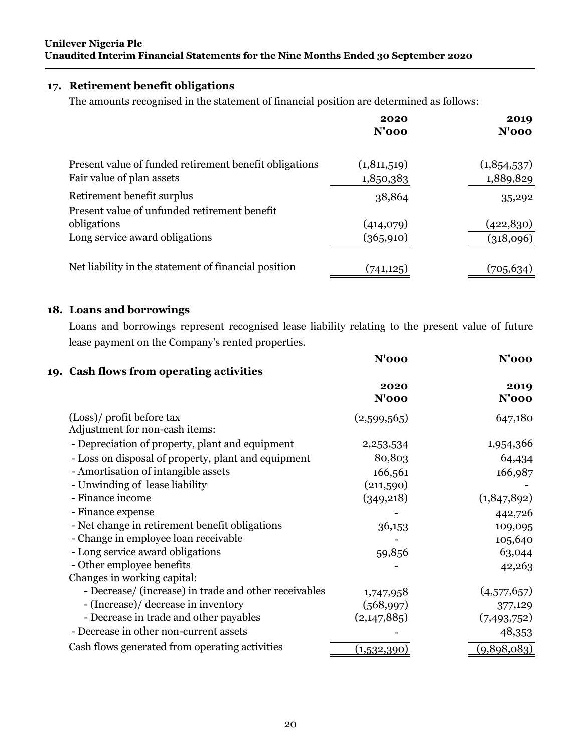## 17. Retirement benefit obligations

The amounts recognised in the statement of financial position are determined as follows:

| | 2020<br>N'000 | 2019<br>N'000 |
|---|---|---|
| Present value of funded retirement benefit obligations | (1,811,519) | (1,854,537) |
| Fair value of plan assets | 1,850,383 | 1,889,829 |
| Retirement benefit surplus | 38,864 | 35,292 |
| Present value of unfunded retirement benefit obligations | (414,079) | (422,830) |
| Long service award obligations | (365,910) | (318,096) |
| Net liability in the statement of financial position | (741,125) | (705,634) |

## 18. Loans and borrowings

Loans and borrowings represent recognised lease liability relating to the present value of future lease payment on the Company's rented properties.

## 19. Cash flows from operating activities

| | 2020<br>N'000 | 2019<br>N'000 |
|---|---|---|
| (Loss)/ profit before tax | (2,599,565) | 647,180 |
| Adjustment for non-cash items: | | |
| - Depreciation of property, plant and equipment | 2,253,534 | 1,954,366 |
| - Loss on disposal of property, plant and equipment | 80,803 | 64,434 |
| - Amortisation of intangible assets | 166,561 | 166,987 |
| - Unwinding of lease liability | (211,590) | - |
| - Finance income | (349,218) | (1,847,892) |
| - Finance expense | - | 442,726 |
| - Net change in retirement benefit obligations | 36,153 | 109,095 |
| - Change in employee loan receivable | - | 105,640 |
| - Long service award obligations | 59,856 | 63,044 |
| - Other employee benefits | - | 42,263 |
| Changes in working capital: | | |
| - Decrease/ (increase) in trade and other receivables | 1,747,958 | (4,577,657) |
| - (Increase)/ decrease in inventory | (568,997) | 377,129 |
| - Decrease in trade and other payables | (2,147,885) | (7,493,752) |
| - Decrease in other non-current assets | - | 48,353 |
| Cash flows generated from operating activities | (1,532,390) | (9,898,083) |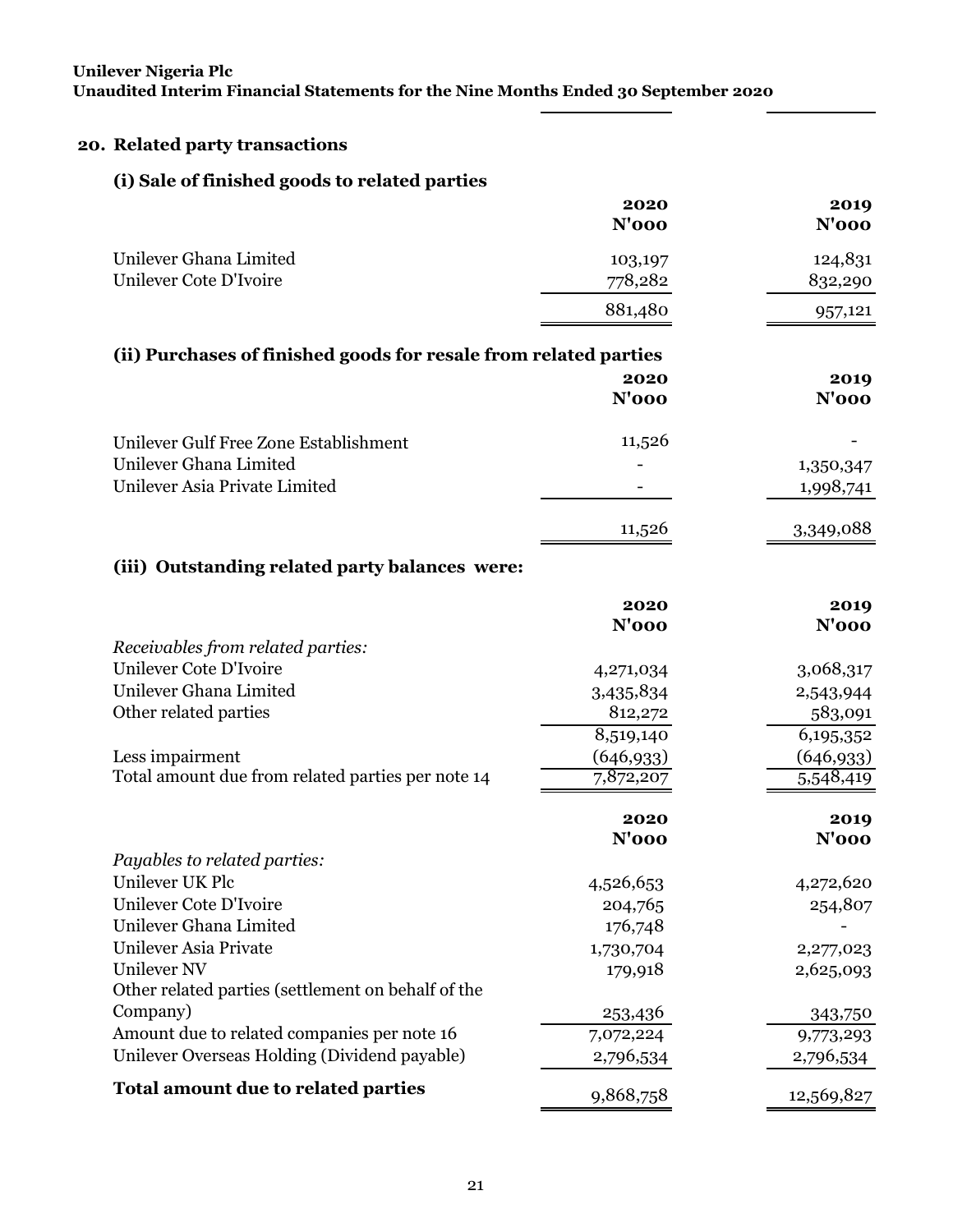## 20. Related party transactions

### (i) Sale of finished goods to related parties

| | 2020<br>N'000 | 2019<br>N'000 |
|---|---|---|
| Unilever Ghana Limited | 103,197 | 124,831 |
| Unilever Cote D'Ivoire | 778,282 | 832,290 |
| | 881,480 | 957,121 |

### (ii) Purchases of finished goods for resale from related parties

| | 2020<br>N'000 | 2019<br>N'000 |
|---|---|---|
| Unilever Gulf Free Zone Establishment | 11,526 | - |
| Unilever Ghana Limited | - | 1,350,347 |
| Unilever Asia Private Limited | - | 1,998,741 |
| | 11,526 | 3,349,088 |

### (iii) Outstanding related party balances were:

| | 2020<br>N'000 | 2019<br>N'000 |
|---|---|---|
| *Receivables from related parties:* | | |
| Unilever Cote D'Ivoire | 4,271,034 | 3,068,317 |
| Unilever Ghana Limited | 3,435,834 | 2,543,944 |
| Other related parties | 812,272 | 583,091 |
| | 8,519,140 | 6,195,352 |
| Less impairment | (646,933) | (646,933) |
| Total amount due from related parties per note 14 | 7,872,207 | 5,548,419 |

| | 2020<br>N'000 | 2019<br>N'000 |
|---|---|---|
| *Payables to related parties:* | | |
| Unilever UK Plc | 4,526,653 | 4,272,620 |
| Unilever Cote D'Ivoire | 204,765 | 254,807 |
| Unilever Ghana Limited | 176,748 | - |
| Unilever Asia Private | 1,730,704 | 2,277,023 |
| Unilever NV | 179,918 | 2,625,093 |
| Other related parties (settlement on behalf of the Company) | 253,436 | 343,750 |
| Amount due to related companies per note 16 | 7,072,224 | 9,773,293 |
| Unilever Overseas Holding (Dividend payable) | 2,796,534 | 2,796,534 |
| **Total amount due to related parties** | 9,868,758 | 12,569,827 |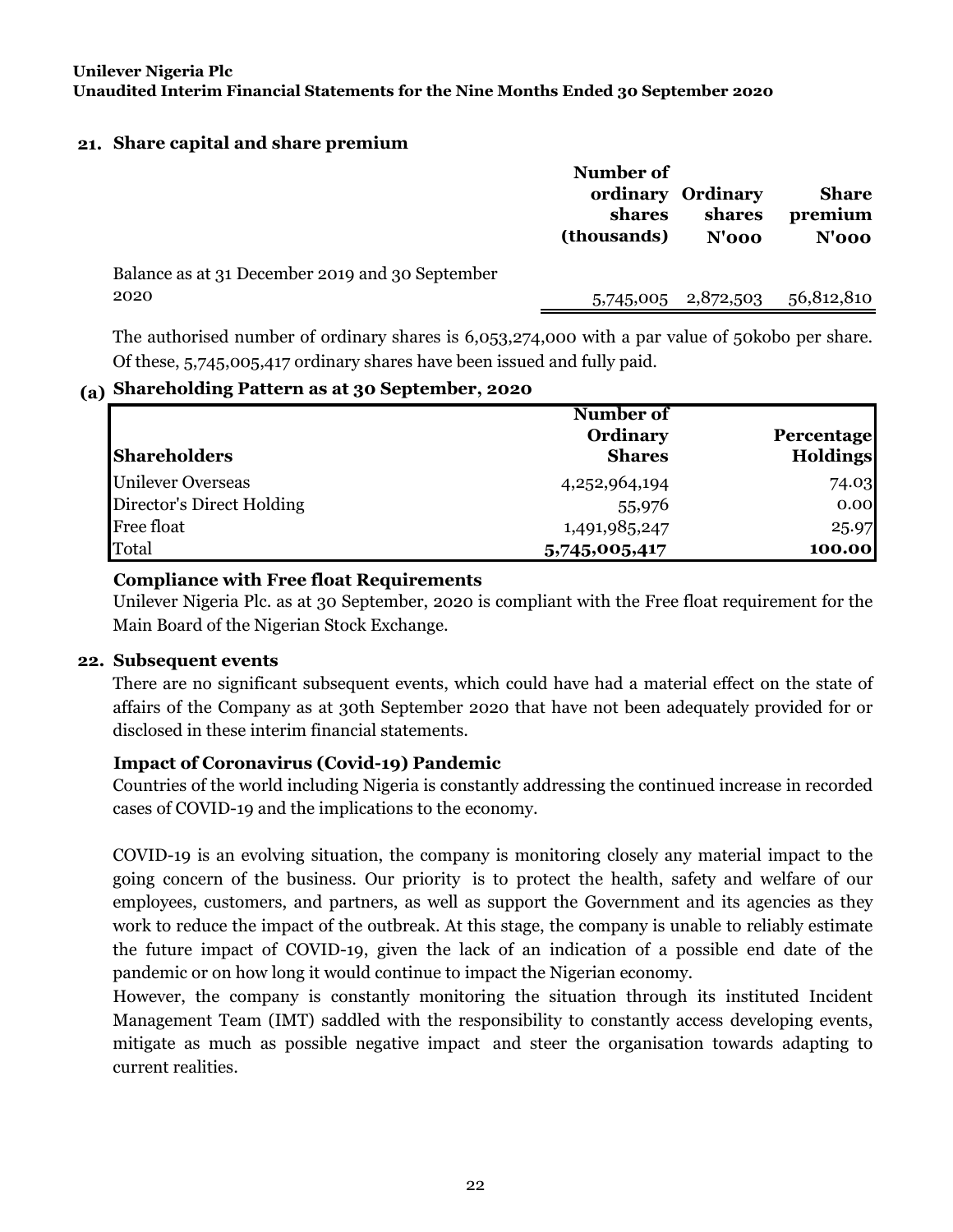Unilever Nigeria Plc
Unaudited Interim Financial Statements for the Nine Months Ended 30 September 2020

## 21. Share capital and share premium

| | Number of ordinary shares (thousands) | Ordinary shares N'000 | Share premium N'000 |
|---|---|---|---|
| Balance as at 31 December 2019 and 30 September 2020 | 5,745,005 | 2,872,503 | 56,812,810 |

The authorised number of ordinary shares is 6,053,274,000 with a par value of 50kobo per share. Of these, 5,745,005,417 ordinary shares have been issued and fully paid.

### (a) Shareholding Pattern as at 30 September, 2020

| Shareholders | Number of Ordinary Shares | Percentage Holdings |
|---|---|---|
| Unilever Overseas | 4,252,964,194 | 74.03 |
| Director's Direct Holding | 55,976 | 0.00 |
| Free float | 1,491,985,247 | 25.97 |
| Total | **5,745,005,417** | **100.00** |

**Compliance with Free float Requirements**

Unilever Nigeria Plc. as at 30 September, 2020 is compliant with the Free float requirement for the Main Board of the Nigerian Stock Exchange.

## 22. Subsequent events

There are no significant subsequent events, which could have had a material effect on the state of affairs of the Company as at 30th September 2020 that have not been adequately provided for or disclosed in these interim financial statements.

**Impact of Coronavirus (Covid-19) Pandemic**

Countries of the world including Nigeria is constantly addressing the continued increase in recorded cases of COVID-19 and the implications to the economy.

COVID-19 is an evolving situation, the company is monitoring closely any material impact to the going concern of the business. Our priority is to protect the health, safety and welfare of our employees, customers, and partners, as well as support the Government and its agencies as they work to reduce the impact of the outbreak. At this stage, the company is unable to reliably estimate the future impact of COVID-19, given the lack of an indication of a possible end date of the pandemic or on how long it would continue to impact the Nigerian economy.
However, the company is constantly monitoring the situation through its instituted Incident Management Team (IMT) saddled with the responsibility to constantly access developing events, mitigate as much as possible negative impact and steer the organisation towards adapting to current realities.